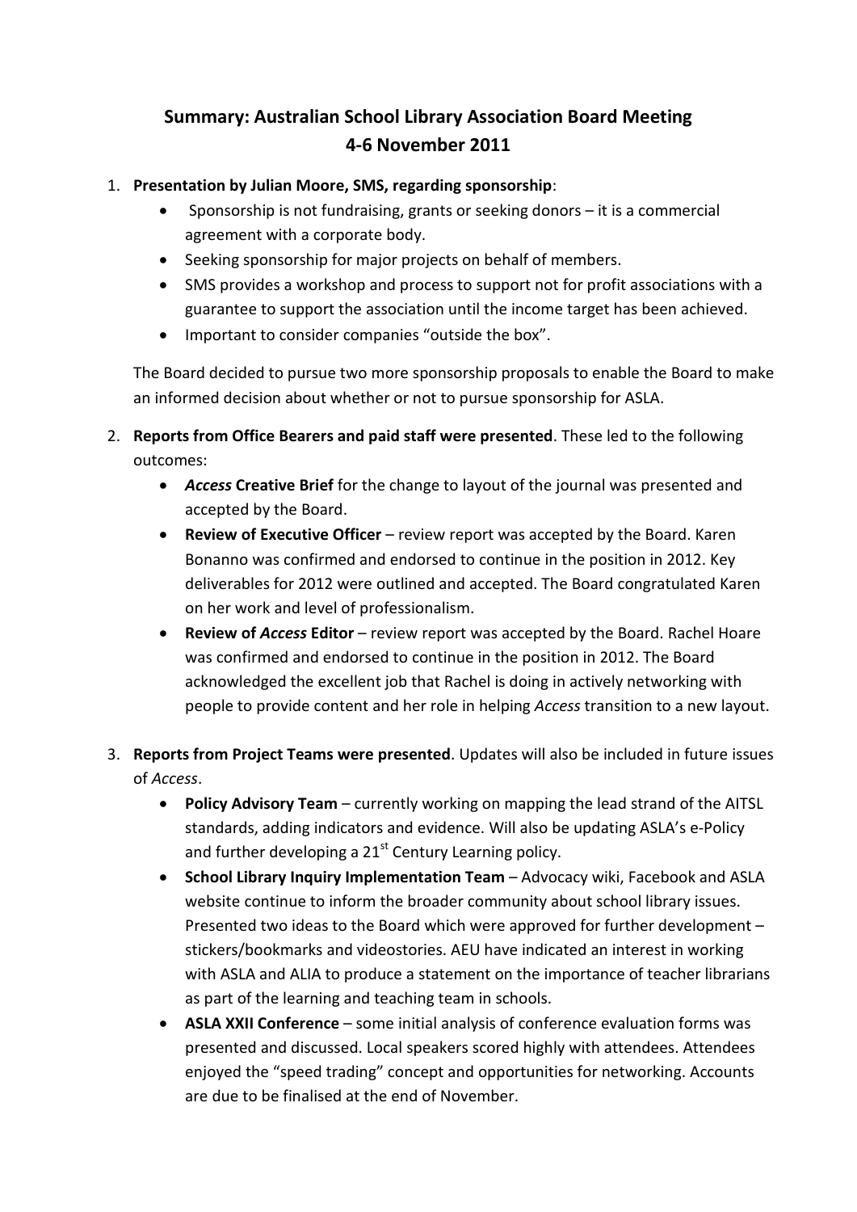# Summary: Australian School Library Association Board Meeting
# 4-6 November 2011

1. **Presentation by Julian Moore, SMS, regarding sponsorship**:
   - Sponsorship is not fundraising, grants or seeking donors – it is a commercial agreement with a corporate body.
   - Seeking sponsorship for major projects on behalf of members.
   - SMS provides a workshop and process to support not for profit associations with a guarantee to support the association until the income target has been achieved.
   - Important to consider companies "outside the box".

   The Board decided to pursue two more sponsorship proposals to enable the Board to make an informed decision about whether or not to pursue sponsorship for ASLA.

2. **Reports from Office Bearers and paid staff were presented**. These led to the following outcomes:
   - ***Access* Creative Brief** for the change to layout of the journal was presented and accepted by the Board.
   - **Review of Executive Officer** – review report was accepted by the Board. Karen Bonanno was confirmed and endorsed to continue in the position in 2012. Key deliverables for 2012 were outlined and accepted. The Board congratulated Karen on her work and level of professionalism.
   - **Review of *Access* Editor** – review report was accepted by the Board. Rachel Hoare was confirmed and endorsed to continue in the position in 2012. The Board acknowledged the excellent job that Rachel is doing in actively networking with people to provide content and her role in helping *Access* transition to a new layout.

3. **Reports from Project Teams were presented**. Updates will also be included in future issues of *Access*.
   - **Policy Advisory Team** – currently working on mapping the lead strand of the AITSL standards, adding indicators and evidence. Will also be updating ASLA's e-Policy and further developing a 21st Century Learning policy.
   - **School Library Inquiry Implementation Team** – Advocacy wiki, Facebook and ASLA website continue to inform the broader community about school library issues. Presented two ideas to the Board which were approved for further development – stickers/bookmarks and videostories. AEU have indicated an interest in working with ASLA and ALIA to produce a statement on the importance of teacher librarians as part of the learning and teaching team in schools.
   - **ASLA XXII Conference** – some initial analysis of conference evaluation forms was presented and discussed. Local speakers scored highly with attendees. Attendees enjoyed the "speed trading" concept and opportunities for networking. Accounts are due to be finalised at the end of November.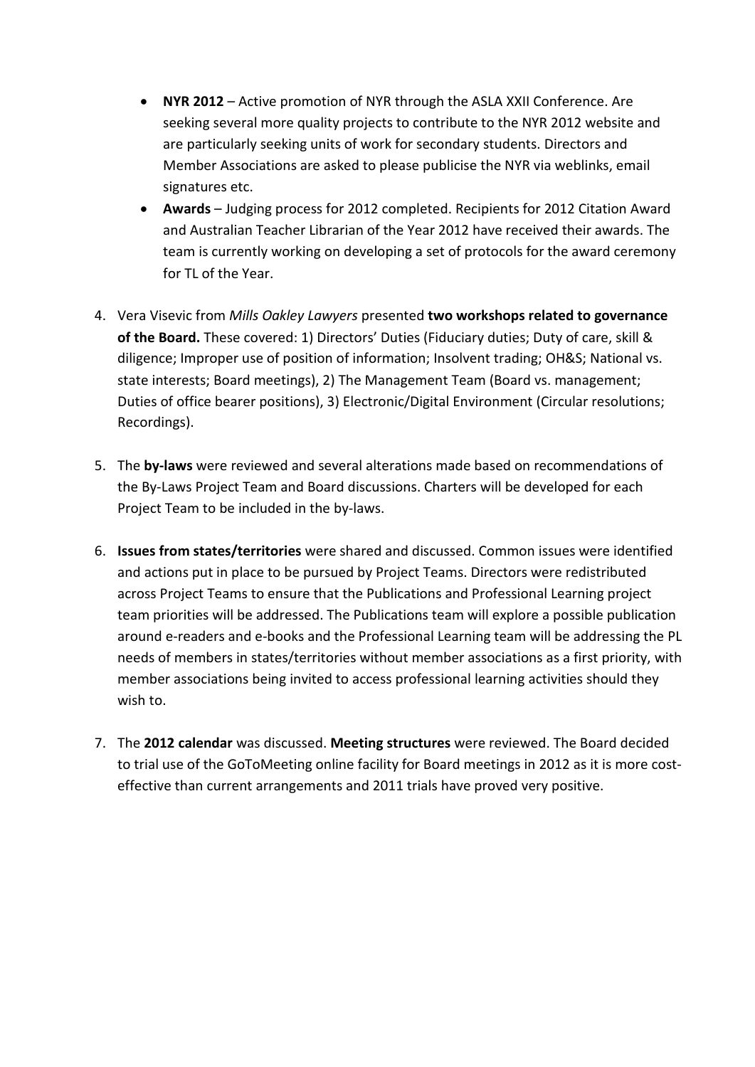- **NYR 2012** – Active promotion of NYR through the ASLA XXII Conference. Are seeking several more quality projects to contribute to the NYR 2012 website and are particularly seeking units of work for secondary students. Directors and Member Associations are asked to please publicise the NYR via weblinks, email signatures etc.
- **Awards** – Judging process for 2012 completed. Recipients for 2012 Citation Award and Australian Teacher Librarian of the Year 2012 have received their awards. The team is currently working on developing a set of protocols for the award ceremony for TL of the Year.

4. Vera Visevic from *Mills Oakley Lawyers* presented **two workshops related to governance of the Board.** These covered: 1) Directors' Duties (Fiduciary duties; Duty of care, skill & diligence; Improper use of position of information; Insolvent trading; OH&S; National vs. state interests; Board meetings), 2) The Management Team (Board vs. management; Duties of office bearer positions), 3) Electronic/Digital Environment (Circular resolutions; Recordings).

5. The **by-laws** were reviewed and several alterations made based on recommendations of the By-Laws Project Team and Board discussions. Charters will be developed for each Project Team to be included in the by-laws.

6. **Issues from states/territories** were shared and discussed. Common issues were identified and actions put in place to be pursued by Project Teams. Directors were redistributed across Project Teams to ensure that the Publications and Professional Learning project team priorities will be addressed. The Publications team will explore a possible publication around e-readers and e-books and the Professional Learning team will be addressing the PL needs of members in states/territories without member associations as a first priority, with member associations being invited to access professional learning activities should they wish to.

7. The **2012 calendar** was discussed. **Meeting structures** were reviewed. The Board decided to trial use of the GoToMeeting online facility for Board meetings in 2012 as it is more cost-effective than current arrangements and 2011 trials have proved very positive.